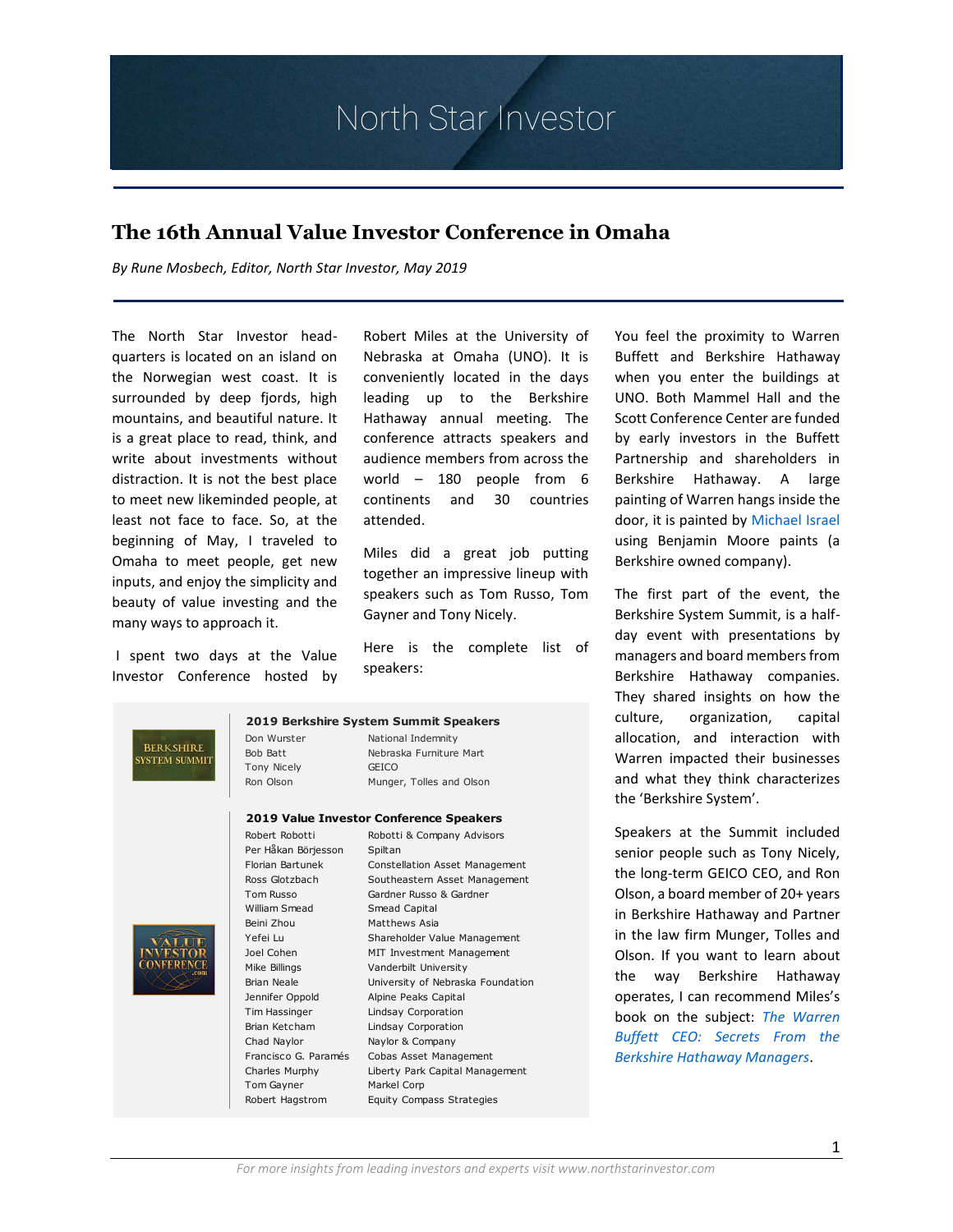# North Star Investor

## The 16th Annual Value Investor Conference in Omaha

*By Rune Mosbech, Editor, North Star Investor, May 2019*

The North Star Investor headquarters is located on an island on the Norwegian west coast. It is surrounded by deep fjords, high mountains, and beautiful nature. It is a great place to read, think, and write about investments without distraction. It is not the best place to meet new likeminded people, at least not face to face. So, at the beginning of May, I traveled to Omaha to meet people, get new inputs, and enjoy the simplicity and beauty of value investing and the many ways to approach it.

I spent two days at the Value Investor Conference hosted by Robert Miles at the University of Nebraska at Omaha (UNO). It is conveniently located in the days leading up to the Berkshire Hathaway annual meeting. The conference attracts speakers and audience members from across the world – 180 people from 6 continents and 30 countries attended.

Miles did a great job putting together an impressive lineup with speakers such as Tom Russo, Tom Gayner and Tony Nicely.

Here is the complete list of speakers:

**2019 Berkshire System Summit Speakers**

| Speaker | Company |
|---|---|
| Don Wurster | National Indemnity |
| Bob Batt | Nebraska Furniture Mart |
| Tony Nicely | GEICO |
| Ron Olson | Munger, Tolles and Olson |

**2019 Value Investor Conference Speakers**

| Speaker | Company |
|---|---|
| Robert Robotti | Robotti & Company Advisors |
| Per Håkan Börjesson | Spiltan |
| Florian Bartunek | Constellation Asset Management |
| Ross Glotzbach | Southeastern Asset Management |
| Tom Russo | Gardner Russo & Gardner |
| William Smead | Smead Capital |
| Beini Zhou | Matthews Asia |
| Yefei Lu | Shareholder Value Management |
| Joel Cohen | MIT Investment Management |
| Mike Billings | Vanderbilt University |
| Brian Neale | University of Nebraska Foundation |
| Jennifer Oppold | Alpine Peaks Capital |
| Tim Hassinger | Lindsay Corporation |
| Brian Ketcham | Lindsay Corporation |
| Chad Naylor | Naylor & Company |
| Francisco G. Paramés | Cobas Asset Management |
| Charles Murphy | Liberty Park Capital Management |
| Tom Gayner | Markel Corp |
| Robert Hagstrom | Equity Compass Strategies |

You feel the proximity to Warren Buffett and Berkshire Hathaway when you enter the buildings at UNO. Both Mammel Hall and the Scott Conference Center are funded by early investors in the Buffett Partnership and shareholders in Berkshire Hathaway. A large painting of Warren hangs inside the door, it is painted by Michael Israel using Benjamin Moore paints (a Berkshire owned company).

The first part of the event, the Berkshire System Summit, is a half-day event with presentations by managers and board members from Berkshire Hathaway companies. They shared insights on how the culture, organization, capital allocation, and interaction with Warren impacted their businesses and what they think characterizes the 'Berkshire System'.

Speakers at the Summit included senior people such as Tony Nicely, the long-term GEICO CEO, and Ron Olson, a board member of 20+ years in Berkshire Hathaway and Partner in the law firm Munger, Tolles and Olson. If you want to learn about the way Berkshire Hathaway operates, I can recommend Miles's book on the subject: *The Warren Buffett CEO: Secrets From the Berkshire Hathaway Managers*.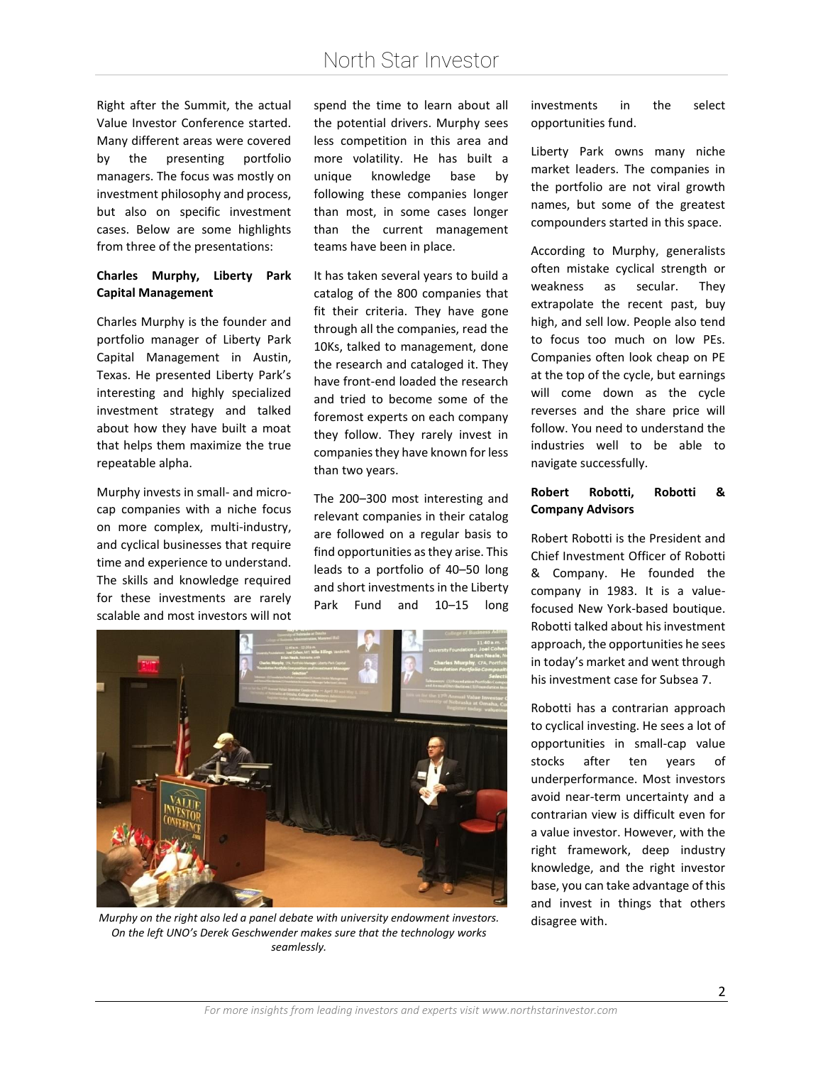Right after the Summit, the actual Value Investor Conference started. Many different areas were covered by the presenting portfolio managers. The focus was mostly on investment philosophy and process, but also on specific investment cases. Below are some highlights from three of the presentations:

**Charles Murphy, Liberty Park Capital Management**

Charles Murphy is the founder and portfolio manager of Liberty Park Capital Management in Austin, Texas. He presented Liberty Park's interesting and highly specialized investment strategy and talked about how they have built a moat that helps them maximize the true repeatable alpha.

Murphy invests in small- and micro-cap companies with a niche focus on more complex, multi-industry, and cyclical businesses that require time and experience to understand. The skills and knowledge required for these investments are rarely scalable and most investors will not spend the time to learn about all the potential drivers. Murphy sees less competition in this area and more volatility. He has built a unique knowledge base by following these companies longer than most, in some cases longer than the current management teams have been in place.

It has taken several years to build a catalog of the 800 companies that fit their criteria. They have gone through all the companies, read the 10Ks, talked to management, done the research and cataloged it. They have front-end loaded the research and tried to become some of the foremost experts on each company they follow. They rarely invest in companies they have known for less than two years.

The 200–300 most interesting and relevant companies in their catalog are followed on a regular basis to find opportunities as they arise. This leads to a portfolio of 40–50 long and short investments in the Liberty Park Fund and 10–15 long investments in the select opportunities fund.

*Murphy on the right also led a panel debate with university endowment investors. On the left UNO's Derek Geschwender makes sure that the technology works seamlessly.*

Liberty Park owns many niche market leaders. The companies in the portfolio are not viral growth names, but some of the greatest compounders started in this space.

According to Murphy, generalists often mistake cyclical strength or weakness as secular. They extrapolate the recent past, buy high, and sell low. People also tend to focus too much on low PEs. Companies often look cheap on PE at the top of the cycle, but earnings will come down as the cycle reverses and the share price will follow. You need to understand the industries well to be able to navigate successfully.

**Robert Robotti, Robotti & Company Advisors**

Robert Robotti is the President and Chief Investment Officer of Robotti & Company. He founded the company in 1983. It is a value-focused New York-based boutique. Robotti talked about his investment approach, the opportunities he sees in today's market and went through his investment case for Subsea 7.

Robotti has a contrarian approach to cyclical investing. He sees a lot of opportunities in small-cap value stocks after ten years of underperformance. Most investors avoid near-term uncertainty and a contrarian view is difficult even for a value investor. However, with the right framework, deep industry knowledge, and the right investor base, you can take advantage of this and invest in things that others disagree with.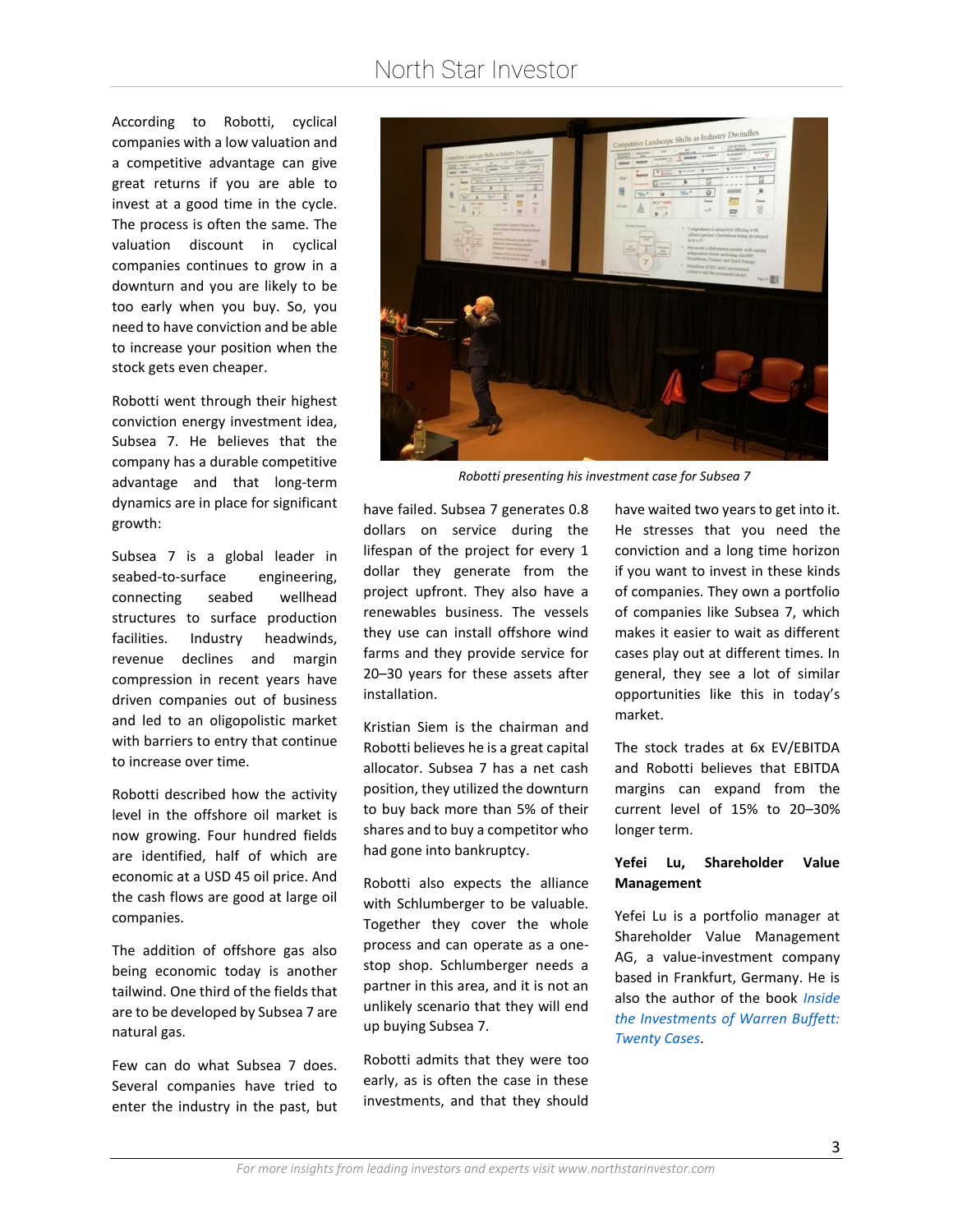According to Robotti, cyclical companies with a low valuation and a competitive advantage can give great returns if you are able to invest at a good time in the cycle. The process is often the same. The valuation discount in cyclical companies continues to grow in a downturn and you are likely to be too early when you buy. So, you need to have conviction and be able to increase your position when the stock gets even cheaper.

Robotti went through their highest conviction energy investment idea, Subsea 7. He believes that the company has a durable competitive advantage and that long-term dynamics are in place for significant growth:

Subsea 7 is a global leader in seabed-to-surface engineering, connecting seabed wellhead structures to surface production facilities. Industry headwinds, revenue declines and margin compression in recent years have driven companies out of business and led to an oligopolistic market with barriers to entry that continue to increase over time.

Robotti described how the activity level in the offshore oil market is now growing. Four hundred fields are identified, half of which are economic at a USD 45 oil price. And the cash flows are good at large oil companies.

The addition of offshore gas also being economic today is another tailwind. One third of the fields that are to be developed by Subsea 7 are natural gas.

Few can do what Subsea 7 does. Several companies have tried to enter the industry in the past, but have failed. Subsea 7 generates 0.8 dollars on service during the lifespan of the project for every 1 dollar they generate from the project upfront. They also have a renewables business. The vessels they use can install offshore wind farms and they provide service for 20–30 years for these assets after installation.

*Robotti presenting his investment case for Subsea 7*

Kristian Siem is the chairman and Robotti believes he is a great capital allocator. Subsea 7 has a net cash position, they utilized the downturn to buy back more than 5% of their shares and to buy a competitor who had gone into bankruptcy.

Robotti also expects the alliance with Schlumberger to be valuable. Together they cover the whole process and can operate as a one-stop shop. Schlumberger needs a partner in this area, and it is not an unlikely scenario that they will end up buying Subsea 7.

Robotti admits that they were too early, as is often the case in these investments, and that they should have waited two years to get into it. He stresses that you need the conviction and a long time horizon if you want to invest in these kinds of companies. They own a portfolio of companies like Subsea 7, which makes it easier to wait as different cases play out at different times. In general, they see a lot of similar opportunities like this in today's market.

The stock trades at 6x EV/EBITDA and Robotti believes that EBITDA margins can expand from the current level of 15% to 20–30% longer term.

**Yefei Lu, Shareholder Value Management**

Yefei Lu is a portfolio manager at Shareholder Value Management AG, a value-investment company based in Frankfurt, Germany. He is also the author of the book *Inside the Investments of Warren Buffett: Twenty Cases*.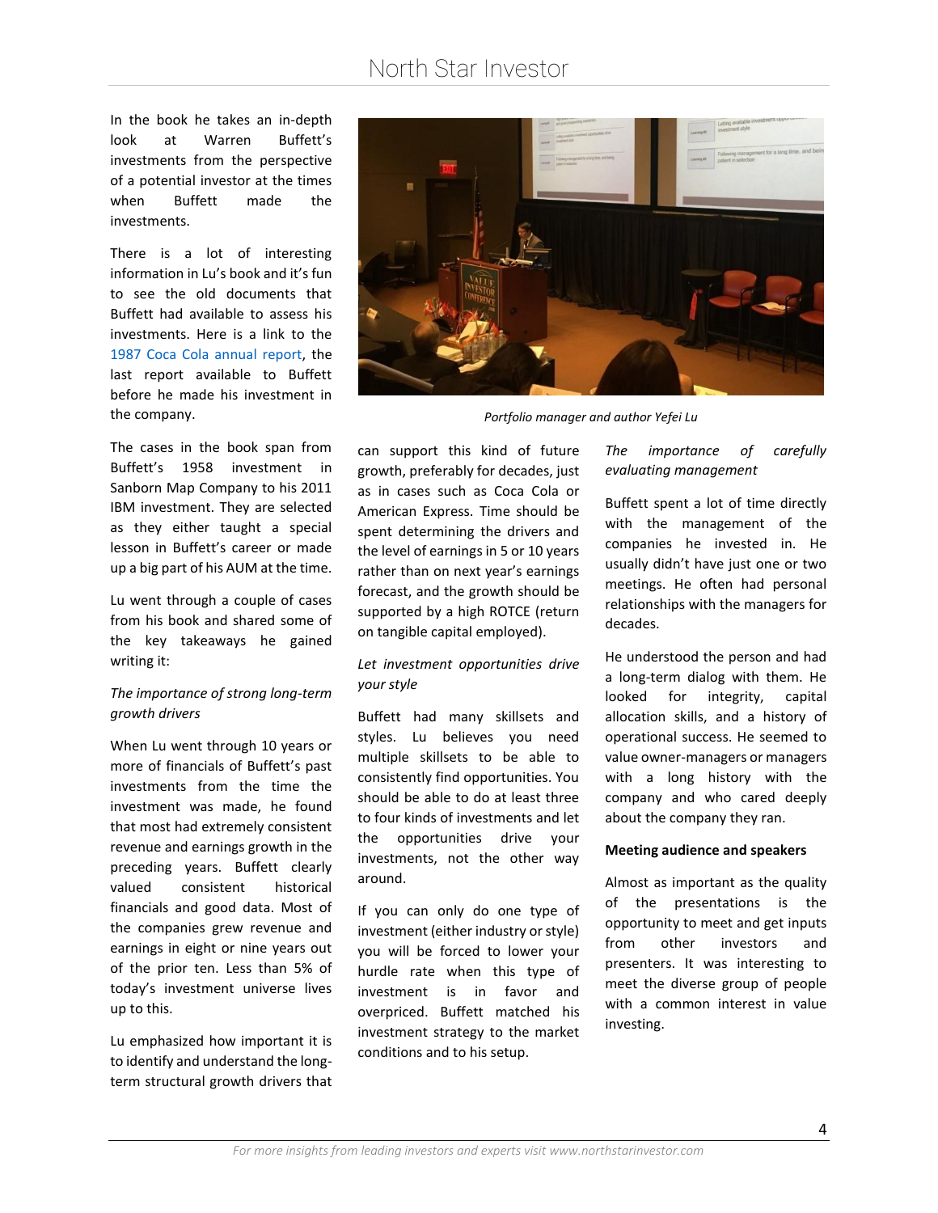In the book he takes an in-depth look at Warren Buffett's investments from the perspective of a potential investor at the times when Buffett made the investments.

There is a lot of interesting information in Lu's book and it's fun to see the old documents that Buffett had available to assess his investments. Here is a link to the [1987 Coca Cola annual report](), the last report available to Buffett before he made his investment in the company.

The cases in the book span from Buffett's 1958 investment in Sanborn Map Company to his 2011 IBM investment. They are selected as they either taught a special lesson in Buffett's career or made up a big part of his AUM at the time.

Lu went through a couple of cases from his book and shared some of the key takeaways he gained writing it:

*The importance of strong long-term growth drivers*

When Lu went through 10 years or more of financials of Buffett's past investments from the time the investment was made, he found that most had extremely consistent revenue and earnings growth in the preceding years. Buffett clearly valued consistent historical financials and good data. Most of the companies grew revenue and earnings in eight or nine years out of the prior ten. Less than 5% of today's investment universe lives up to this.

Lu emphasized how important it is to identify and understand the long-term structural growth drivers that can support this kind of future growth, preferably for decades, just as in cases such as Coca Cola or American Express. Time should be spent determining the drivers and the level of earnings in 5 or 10 years rather than on next year's earnings forecast, and the growth should be supported by a high ROTCE (return on tangible capital employed).

*Let investment opportunities drive your style*

Buffett had many skillsets and styles. Lu believes you need multiple skillsets to be able to consistently find opportunities. You should be able to do at least three to four kinds of investments and let the opportunities drive your investments, not the other way around.

If you can only do one type of investment (either industry or style) you will be forced to lower your hurdle rate when this type of investment is in favor and overpriced. Buffett matched his investment strategy to the market conditions and to his setup.

*Portfolio manager and author Yefei Lu*

*The importance of carefully evaluating management*

Buffett spent a lot of time directly with the management of the companies he invested in. He usually didn't have just one or two meetings. He often had personal relationships with the managers for decades.

He understood the person and had a long-term dialog with them. He looked for integrity, capital allocation skills, and a history of operational success. He seemed to value owner-managers or managers with a long history with the company and who cared deeply about the company they ran.

**Meeting audience and speakers**

Almost as important as the quality of the presentations is the opportunity to meet and get inputs from other investors and presenters. It was interesting to meet the diverse group of people with a common interest in value investing.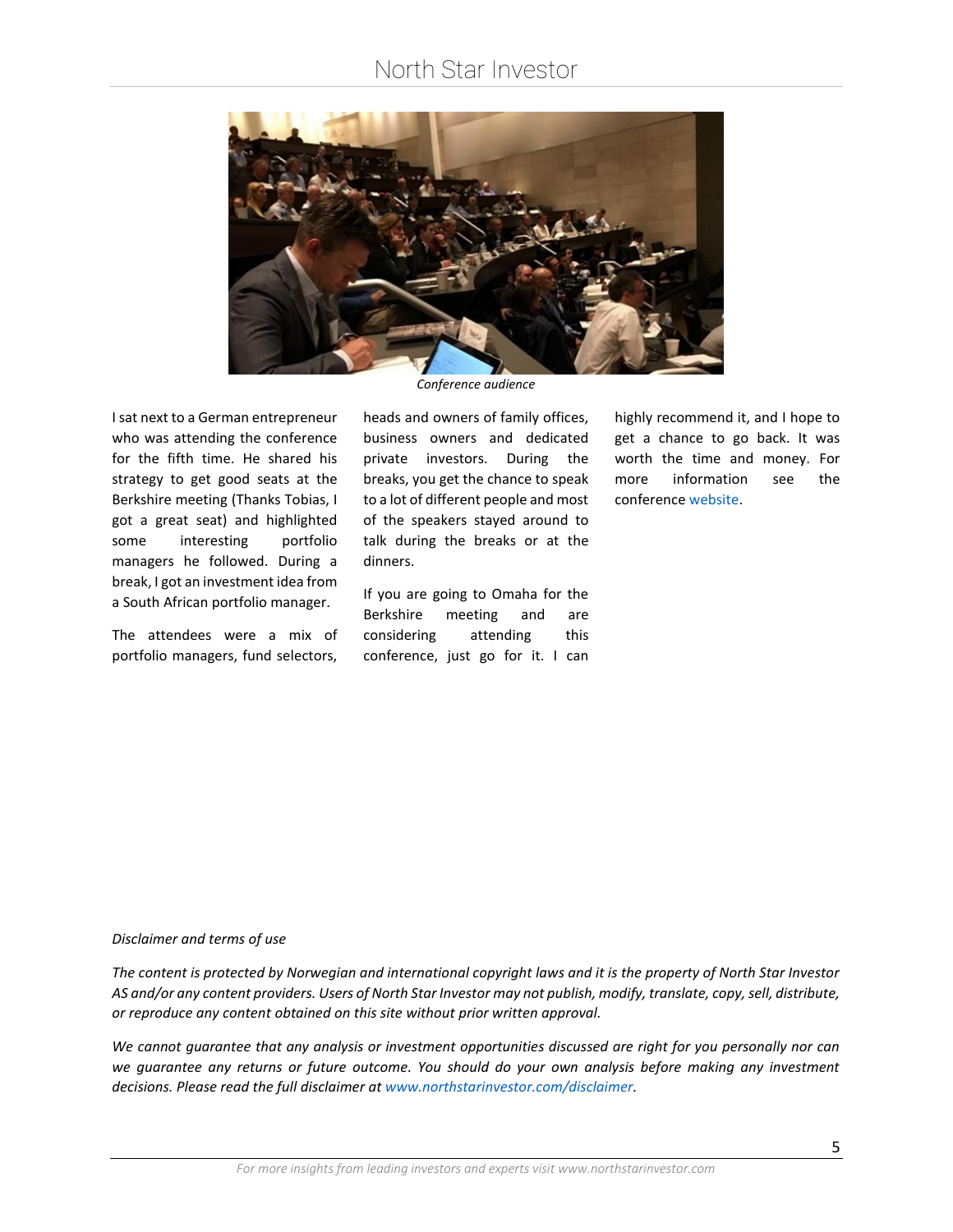*Conference audience*

I sat next to a German entrepreneur who was attending the conference for the fifth time. He shared his strategy to get good seats at the Berkshire meeting (Thanks Tobias, I got a great seat) and highlighted some interesting portfolio managers he followed. During a break, I got an investment idea from a South African portfolio manager.

The attendees were a mix of portfolio managers, fund selectors, heads and owners of family offices, business owners and dedicated private investors. During the breaks, you get the chance to speak to a lot of different people and most of the speakers stayed around to talk during the breaks or at the dinners.

If you are going to Omaha for the Berkshire meeting and are considering attending this conference, just go for it. I can highly recommend it, and I hope to get a chance to go back. It was worth the time and money. For more information see the conference website.

*Disclaimer and terms of use*

*The content is protected by Norwegian and international copyright laws and it is the property of North Star Investor AS and/or any content providers. Users of North Star Investor may not publish, modify, translate, copy, sell, distribute, or reproduce any content obtained on this site without prior written approval.*

*We cannot guarantee that any analysis or investment opportunities discussed are right for you personally nor can we guarantee any returns or future outcome. You should do your own analysis before making any investment decisions. Please read the full disclaimer at www.northstarinvestor.com/disclaimer.*